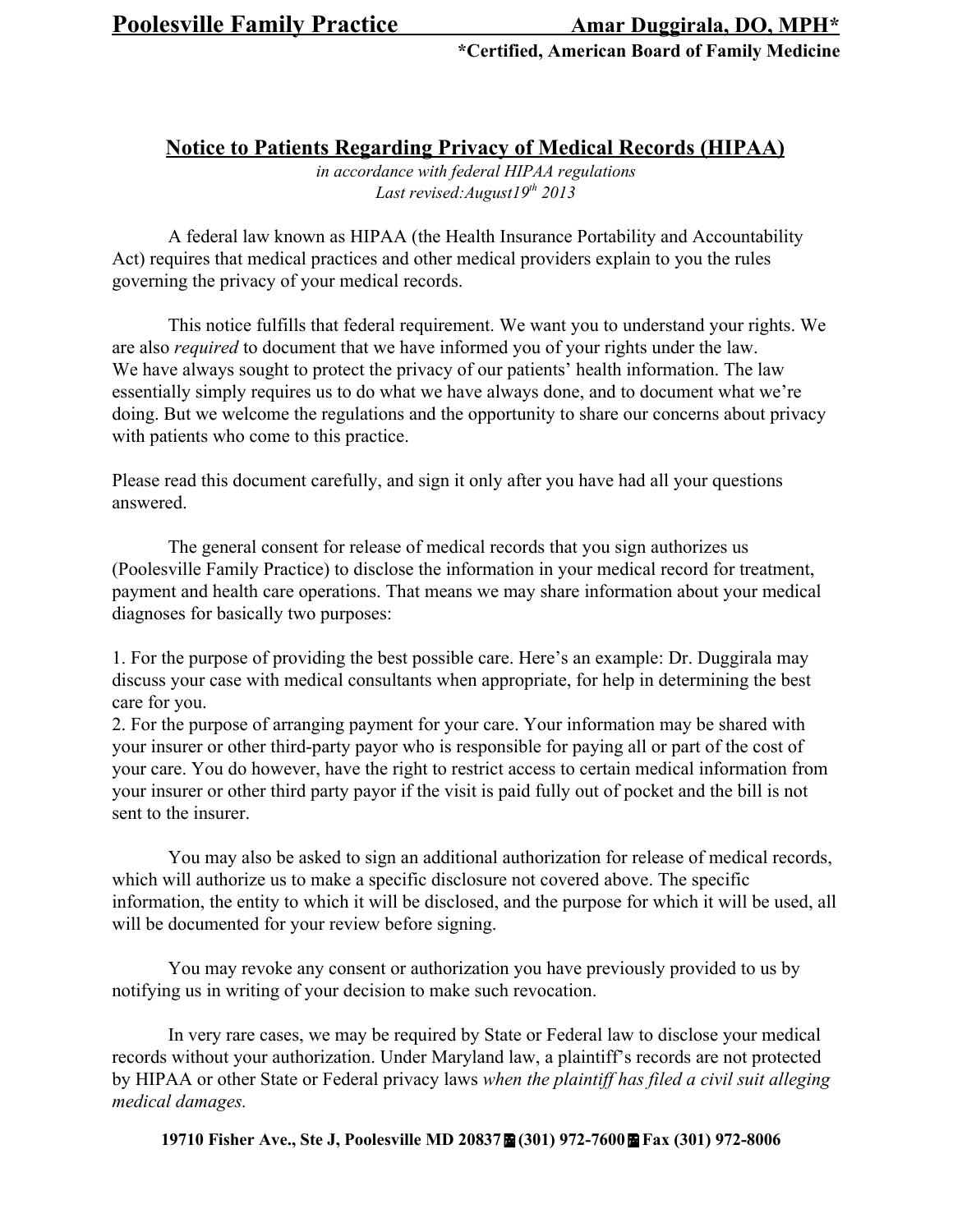**Poolesville Family Practice** **Amar Duggirala, DO, MPH***

***Certified, American Board of Family Medicine**

## Notice to Patients Regarding Privacy of Medical Records (HIPAA)

*in accordance with federal HIPAA regulations*
*Last revised:August19th 2013*

A federal law known as HIPAA (the Health Insurance Portability and Accountability Act) requires that medical practices and other medical providers explain to you the rules governing the privacy of your medical records.

This notice fulfills that federal requirement. We want you to understand your rights. We are also *required* to document that we have informed you of your rights under the law. We have always sought to protect the privacy of our patients' health information. The law essentially simply requires us to do what we have always done, and to document what we're doing. But we welcome the regulations and the opportunity to share our concerns about privacy with patients who come to this practice.

Please read this document carefully, and sign it only after you have had all your questions answered.

The general consent for release of medical records that you sign authorizes us (Poolesville Family Practice) to disclose the information in your medical record for treatment, payment and health care operations. That means we may share information about your medical diagnoses for basically two purposes:

1. For the purpose of providing the best possible care. Here's an example: Dr. Duggirala may discuss your case with medical consultants when appropriate, for help in determining the best care for you.
2. For the purpose of arranging payment for your care. Your information may be shared with your insurer or other third-party payor who is responsible for paying all or part of the cost of your care. You do however, have the right to restrict access to certain medical information from your insurer or other third party payor if the visit is paid fully out of pocket and the bill is not sent to the insurer.

You may also be asked to sign an additional authorization for release of medical records, which will authorize us to make a specific disclosure not covered above. The specific information, the entity to which it will be disclosed, and the purpose for which it will be used, all will be documented for your review before signing.

You may revoke any consent or authorization you have previously provided to us by notifying us in writing of your decision to make such revocation.

In very rare cases, we may be required by State or Federal law to disclose your medical records without your authorization. Under Maryland law, a plaintiff's records are not protected by HIPAA or other State or Federal privacy laws *when the plaintiff has filed a civil suit alleging medical damages.*

**19710 Fisher Ave., Ste J, Poolesville MD 20837 (301) 972-7600 Fax (301) 972-8006**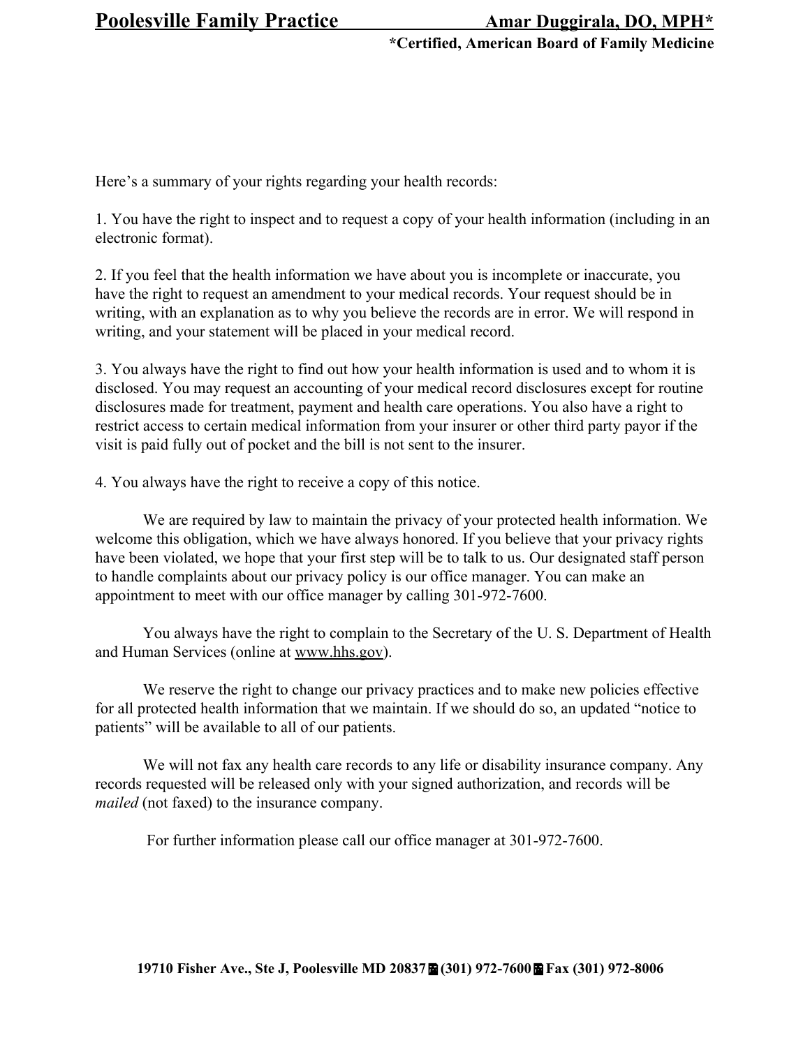**Poolesville Family Practice** **Amar Duggirala, DO, MPH***

***Certified, American Board of Family Medicine**

Here's a summary of your rights regarding your health records:

1. You have the right to inspect and to request a copy of your health information (including in an electronic format).

2. If you feel that the health information we have about you is incomplete or inaccurate, you have the right to request an amendment to your medical records. Your request should be in writing, with an explanation as to why you believe the records are in error. We will respond in writing, and your statement will be placed in your medical record.

3. You always have the right to find out how your health information is used and to whom it is disclosed. You may request an accounting of your medical record disclosures except for routine disclosures made for treatment, payment and health care operations. You also have a right to restrict access to certain medical information from your insurer or other third party payor if the visit is paid fully out of pocket and the bill is not sent to the insurer.

4. You always have the right to receive a copy of this notice.

We are required by law to maintain the privacy of your protected health information. We welcome this obligation, which we have always honored. If you believe that your privacy rights have been violated, we hope that your first step will be to talk to us. Our designated staff person to handle complaints about our privacy policy is our office manager. You can make an appointment to meet with our office manager by calling 301-972-7600.

You always have the right to complain to the Secretary of the U. S. Department of Health and Human Services (online at www.hhs.gov).

We reserve the right to change our privacy practices and to make new policies effective for all protected health information that we maintain. If we should do so, an updated "notice to patients" will be available to all of our patients.

We will not fax any health care records to any life or disability insurance company. Any records requested will be released only with your signed authorization, and records will be *mailed* (not faxed) to the insurance company.

For further information please call our office manager at 301-972-7600.

**19710 Fisher Ave., Ste J, Poolesville MD 20837 (301) 972-7600 Fax (301) 972-8006**